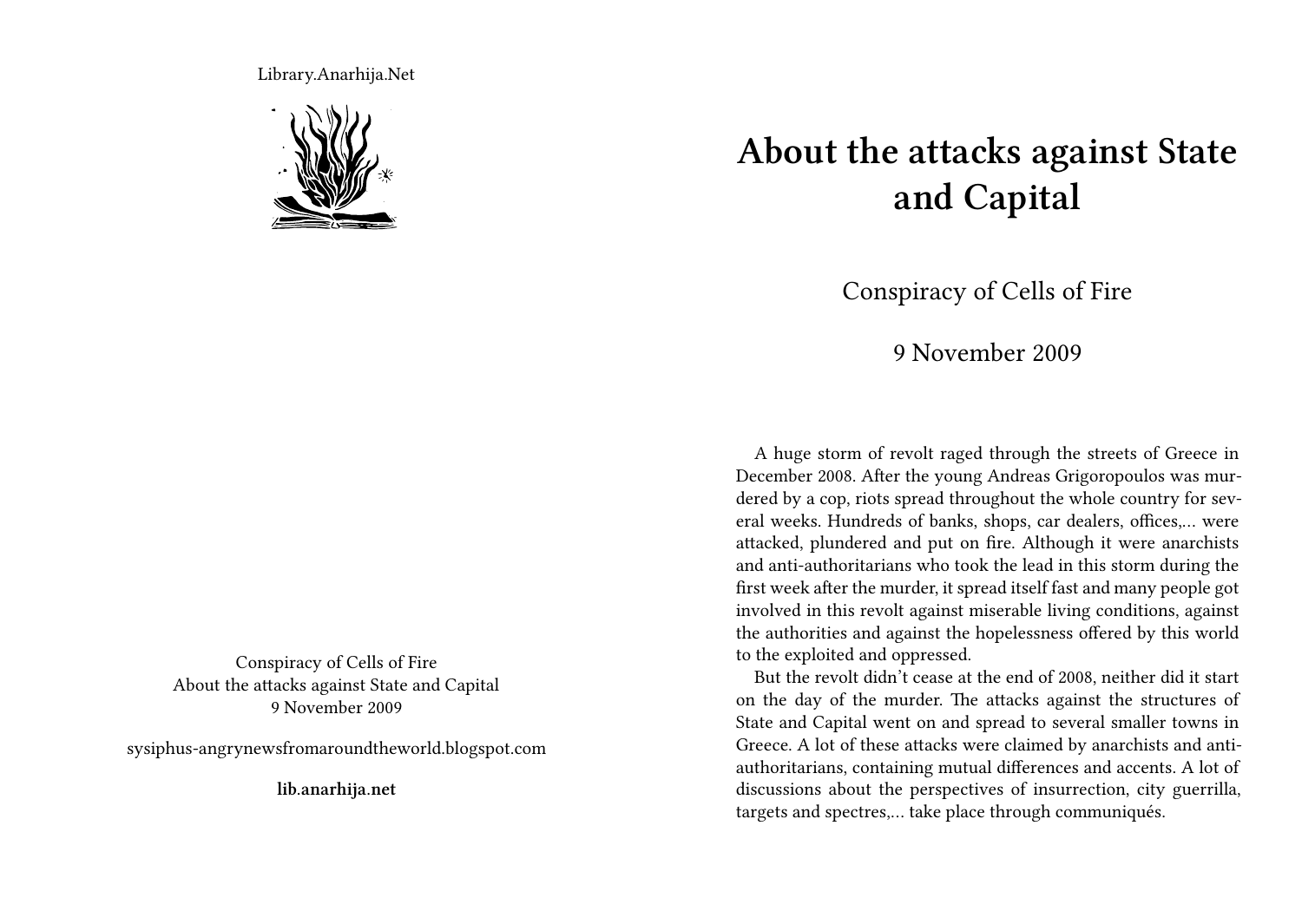Library.Anarhija.Net

Conspiracy of Cells of Fire
About the attacks against State and Capital
9 November 2009

sysiphus-angrynewsfromaroundtheworld.blogspot.com

**lib.anarhija.net**

# About the attacks against State and Capital

Conspiracy of Cells of Fire

9 November 2009

A huge storm of revolt raged through the streets of Greece in December 2008. After the young Andreas Grigoropoulos was murdered by a cop, riots spread throughout the whole country for several weeks. Hundreds of banks, shops, car dealers, offices,… were attacked, plundered and put on fire. Although it were anarchists and anti-authoritarians who took the lead in this storm during the first week after the murder, it spread itself fast and many people got involved in this revolt against miserable living conditions, against the authorities and against the hopelessness offered by this world to the exploited and oppressed.

But the revolt didn't cease at the end of 2008, neither did it start on the day of the murder. The attacks against the structures of State and Capital went on and spread to several smaller towns in Greece. A lot of these attacks were claimed by anarchists and anti-authoritarians, containing mutual differences and accents. A lot of discussions about the perspectives of insurrection, city guerrilla, targets and spectres,… take place through communiqués.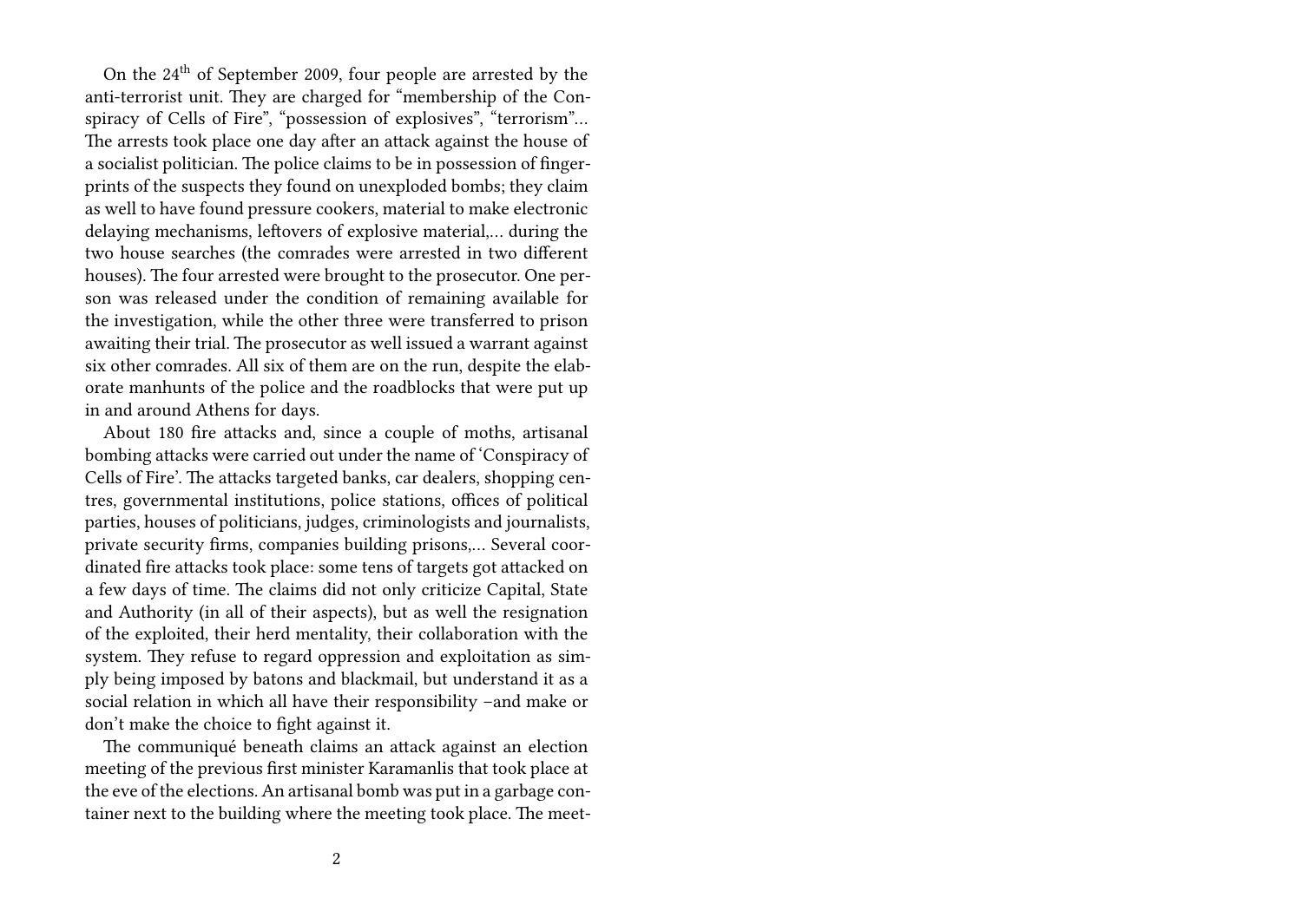On the 24th of September 2009, four people are arrested by the anti-terrorist unit. They are charged for "membership of the Conspiracy of Cells of Fire", "possession of explosives", "terrorism"… The arrests took place one day after an attack against the house of a socialist politician. The police claims to be in possession of fingerprints of the suspects they found on unexploded bombs; they claim as well to have found pressure cookers, material to make electronic delaying mechanisms, leftovers of explosive material,… during the two house searches (the comrades were arrested in two different houses). The four arrested were brought to the prosecutor. One person was released under the condition of remaining available for the investigation, while the other three were transferred to prison awaiting their trial. The prosecutor as well issued a warrant against six other comrades. All six of them are on the run, despite the elaborate manhunts of the police and the roadblocks that were put up in and around Athens for days.

About 180 fire attacks and, since a couple of moths, artisanal bombing attacks were carried out under the name of 'Conspiracy of Cells of Fire'. The attacks targeted banks, car dealers, shopping centres, governmental institutions, police stations, offices of political parties, houses of politicians, judges, criminologists and journalists, private security firms, companies building prisons,… Several coordinated fire attacks took place: some tens of targets got attacked on a few days of time. The claims did not only criticize Capital, State and Authority (in all of their aspects), but as well the resignation of the exploited, their herd mentality, their collaboration with the system. They refuse to regard oppression and exploitation as simply being imposed by batons and blackmail, but understand it as a social relation in which all have their responsibility –and make or don't make the choice to fight against it.

The communiqué beneath claims an attack against an election meeting of the previous first minister Karamanlis that took place at the eve of the elections. An artisanal bomb was put in a garbage container next to the building where the meeting took place. The meet-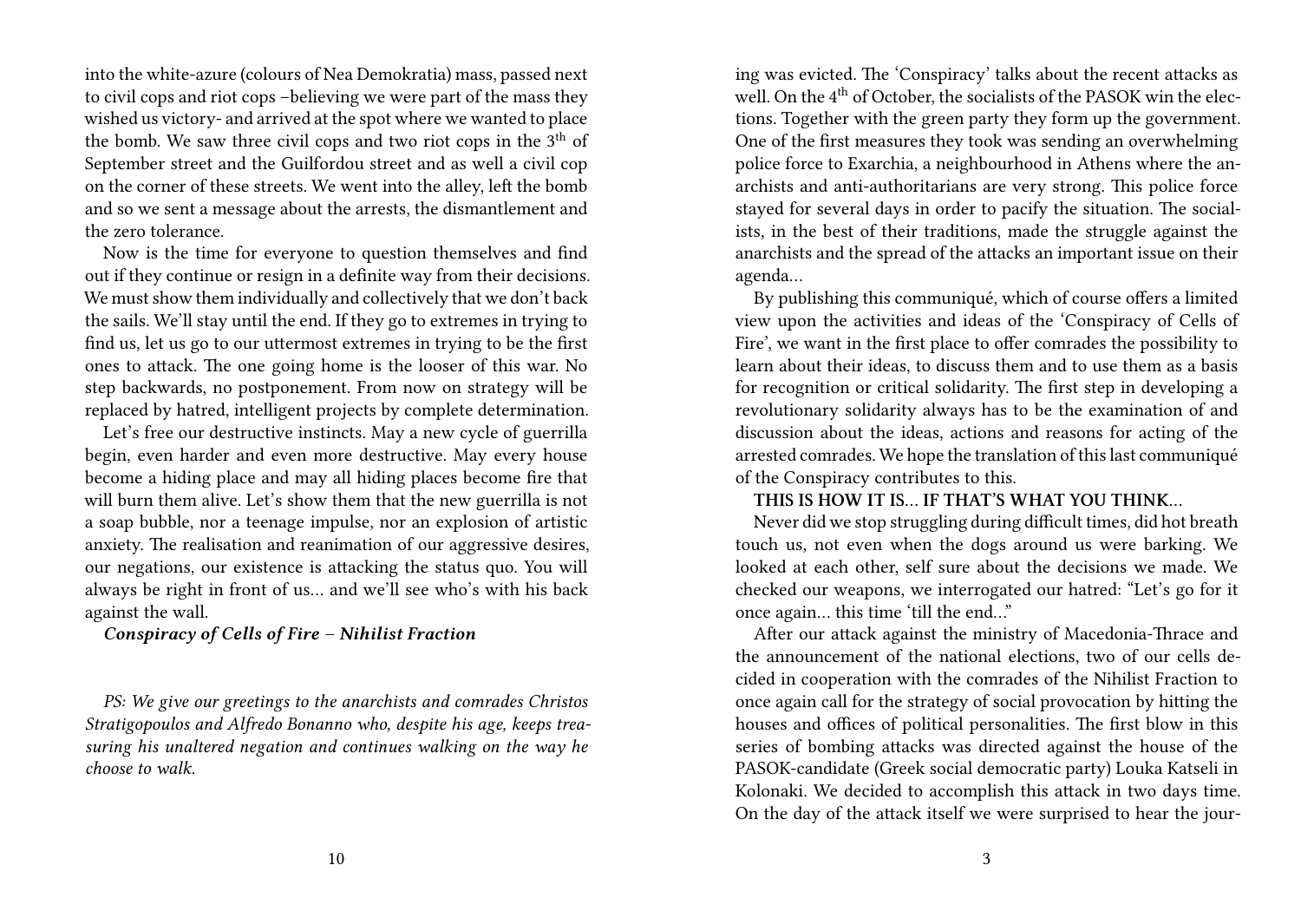into the white-azure (colours of Nea Demokratia) mass, passed next to civil cops and riot cops –believing we were part of the mass they wished us victory- and arrived at the spot where we wanted to place the bomb. We saw three civil cops and two riot cops in the 3th of September street and the Guilfordou street and as well a civil cop on the corner of these streets. We went into the alley, left the bomb and so we sent a message about the arrests, the dismantlement and the zero tolerance.

Now is the time for everyone to question themselves and find out if they continue or resign in a definite way from their decisions. We must show them individually and collectively that we don't back the sails. We'll stay until the end. If they go to extremes in trying to find us, let us go to our uttermost extremes in trying to be the first ones to attack. The one going home is the looser of this war. No step backwards, no postponement. From now on strategy will be replaced by hatred, intelligent projects by complete determination.

Let's free our destructive instincts. May a new cycle of guerrilla begin, even harder and even more destructive. May every house become a hiding place and may all hiding places become fire that will burn them alive. Let's show them that the new guerrilla is not a soap bubble, nor a teenage impulse, nor an explosion of artistic anxiety. The realisation and reanimation of our aggressive desires, our negations, our existence is attacking the status quo. You will always be right in front of us… and we'll see who's with his back against the wall.

***Conspiracy of Cells of Fire – Nihilist Fraction***

*PS: We give our greetings to the anarchists and comrades Christos Stratigopoulos and Alfredo Bonanno who, despite his age, keeps treasuring his unaltered negation and continues walking on the way he choose to walk.*

ing was evicted. The 'Conspiracy' talks about the recent attacks as well. On the 4th of October, the socialists of the PASOK win the elections. Together with the green party they form up the government. One of the first measures they took was sending an overwhelming police force to Exarchia, a neighbourhood in Athens where the anarchists and anti-authoritarians are very strong. This police force stayed for several days in order to pacify the situation. The socialists, in the best of their traditions, made the struggle against the anarchists and the spread of the attacks an important issue on their agenda…

By publishing this communiqué, which of course offers a limited view upon the activities and ideas of the 'Conspiracy of Cells of Fire', we want in the first place to offer comrades the possibility to learn about their ideas, to discuss them and to use them as a basis for recognition or critical solidarity. The first step in developing a revolutionary solidarity always has to be the examination of and discussion about the ideas, actions and reasons for acting of the arrested comrades. We hope the translation of this last communiqué of the Conspiracy contributes to this.

**THIS IS HOW IT IS… IF THAT'S WHAT YOU THINK…**

Never did we stop struggling during difficult times, did hot breath touch us, not even when the dogs around us were barking. We looked at each other, self sure about the decisions we made. We checked our weapons, we interrogated our hatred: "Let's go for it once again… this time 'till the end…"

After our attack against the ministry of Macedonia-Thrace and the announcement of the national elections, two of our cells decided in cooperation with the comrades of the Nihilist Fraction to once again call for the strategy of social provocation by hitting the houses and offices of political personalities. The first blow in this series of bombing attacks was directed against the house of the PASOK-candidate (Greek social democratic party) Louka Katseli in Kolonaki. We decided to accomplish this attack in two days time. On the day of the attack itself we were surprised to hear the jour-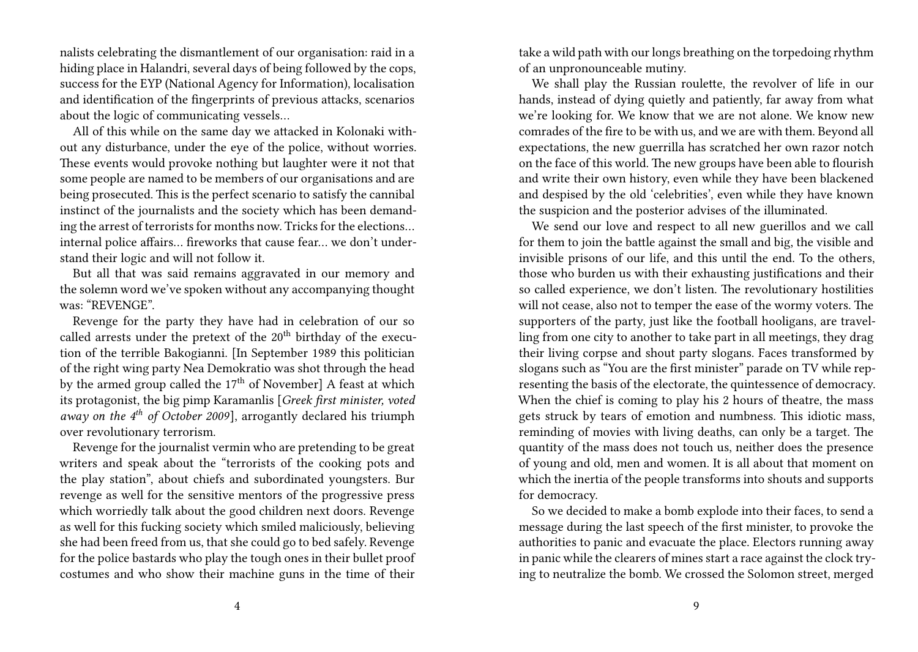nalists celebrating the dismantlement of our organisation: raid in a hiding place in Halandri, several days of being followed by the cops, success for the EYP (National Agency for Information), localisation and identification of the fingerprints of previous attacks, scenarios about the logic of communicating vessels…

All of this while on the same day we attacked in Kolonaki without any disturbance, under the eye of the police, without worries. These events would provoke nothing but laughter were it not that some people are named to be members of our organisations and are being prosecuted. This is the perfect scenario to satisfy the cannibal instinct of the journalists and the society which has been demanding the arrest of terrorists for months now. Tricks for the elections… internal police affairs… fireworks that cause fear… we don't understand their logic and will not follow it.

But all that was said remains aggravated in our memory and the solemn word we've spoken without any accompanying thought was: "REVENGE".

Revenge for the party they have had in celebration of our so called arrests under the pretext of the 20th birthday of the execution of the terrible Bakogianni. [In September 1989 this politician of the right wing party Nea Demokratio was shot through the head by the armed group called the 17th of November] A feast at which its protagonist, the big pimp Karamanlis [*Greek first minister, voted away on the 4th of October 2009*], arrogantly declared his triumph over revolutionary terrorism.

Revenge for the journalist vermin who are pretending to be great writers and speak about the "terrorists of the cooking pots and the play station", about chiefs and subordinated youngsters. Bur revenge as well for the sensitive mentors of the progressive press which worriedly talk about the good children next doors. Revenge as well for this fucking society which smiled maliciously, believing she had been freed from us, that she could go to bed safely. Revenge for the police bastards who play the tough ones in their bullet proof costumes and who show their machine guns in the time of their

take a wild path with our longs breathing on the torpedoing rhythm of an unpronounceable mutiny.

We shall play the Russian roulette, the revolver of life in our hands, instead of dying quietly and patiently, far away from what we're looking for. We know that we are not alone. We know new comrades of the fire to be with us, and we are with them. Beyond all expectations, the new guerrilla has scratched her own razor notch on the face of this world. The new groups have been able to flourish and write their own history, even while they have been blackened and despised by the old 'celebrities', even while they have known the suspicion and the posterior advises of the illuminated.

We send our love and respect to all new guerillos and we call for them to join the battle against the small and big, the visible and invisible prisons of our life, and this until the end. To the others, those who burden us with their exhausting justifications and their so called experience, we don't listen. The revolutionary hostilities will not cease, also not to temper the ease of the wormy voters. The supporters of the party, just like the football hooligans, are travelling from one city to another to take part in all meetings, they drag their living corpse and shout party slogans. Faces transformed by slogans such as "You are the first minister" parade on TV while representing the basis of the electorate, the quintessence of democracy. When the chief is coming to play his 2 hours of theatre, the mass gets struck by tears of emotion and numbness. This idiotic mass, reminding of movies with living deaths, can only be a target. The quantity of the mass does not touch us, neither does the presence of young and old, men and women. It is all about that moment on which the inertia of the people transforms into shouts and supports for democracy.

So we decided to make a bomb explode into their faces, to send a message during the last speech of the first minister, to provoke the authorities to panic and evacuate the place. Electors running away in panic while the clearers of mines start a race against the clock trying to neutralize the bomb. We crossed the Solomon street, merged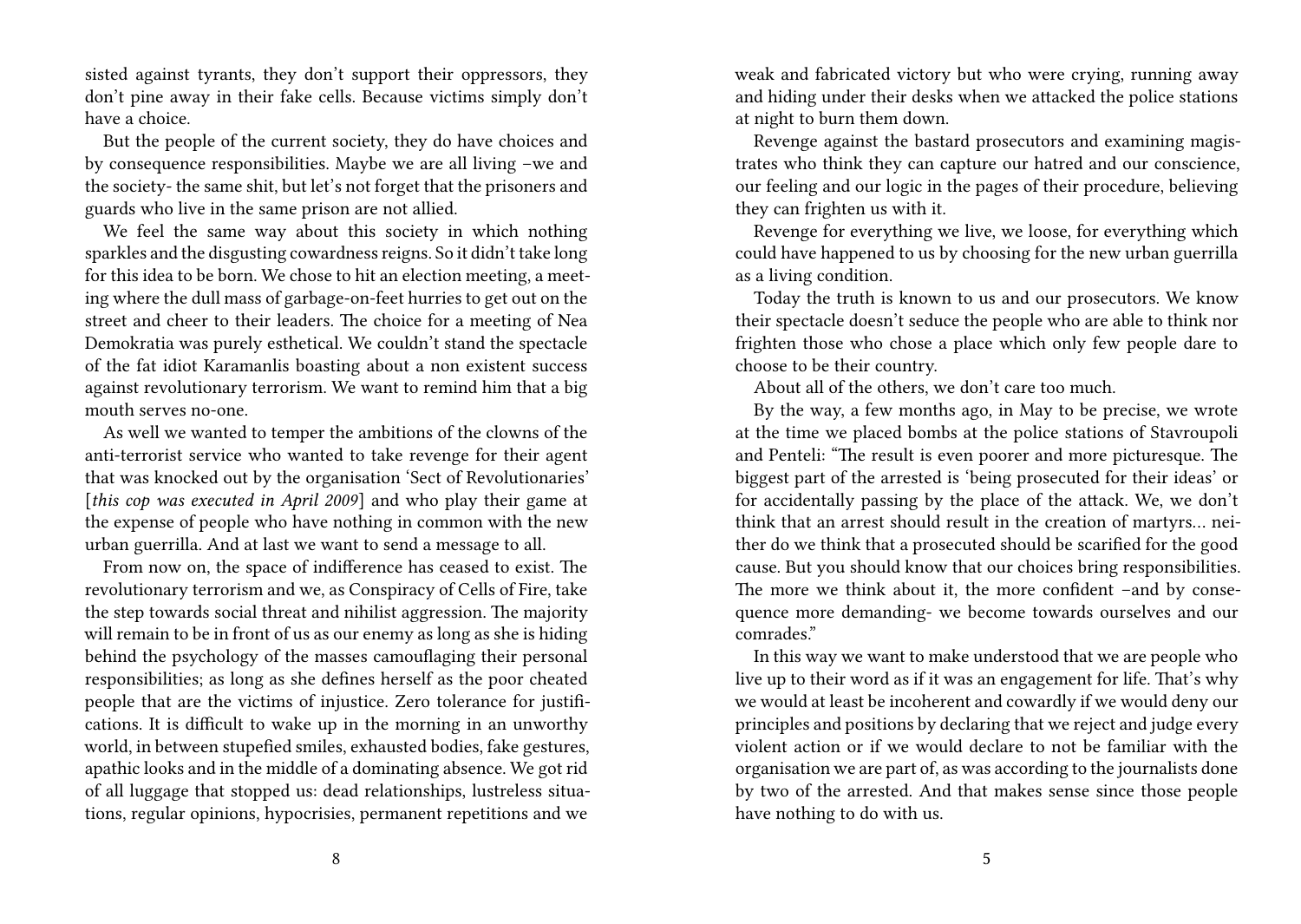weak and fabricated victory but who were crying, running away and hiding under their desks when we attacked the police stations at night to burn them down.

Revenge against the bastard prosecutors and examining magistrates who think they can capture our hatred and our conscience, our feeling and our logic in the pages of their procedure, believing they can frighten us with it.

Revenge for everything we live, we loose, for everything which could have happened to us by choosing for the new urban guerrilla as a living condition.

Today the truth is known to us and our prosecutors. We know their spectacle doesn't seduce the people who are able to think nor frighten those who chose a place which only few people dare to choose to be their country.

About all of the others, we don't care too much.

By the way, a few months ago, in May to be precise, we wrote at the time we placed bombs at the police stations of Stavroupoli and Penteli: "The result is even poorer and more picturesque. The biggest part of the arrested is 'being prosecuted for their ideas' or for accidentally passing by the place of the attack. We, we don't think that an arrest should result in the creation of martyrs… neither do we think that a prosecuted should be scarified for the good cause. But you should know that our choices bring responsibilities. The more we think about it, the more confident –and by consequence more demanding- we become towards ourselves and our comrades."

In this way we want to make understood that we are people who live up to their word as if it was an engagement for life. That's why we would at least be incoherent and cowardly if we would deny our principles and positions by declaring that we reject and judge every violent action or if we would declare to not be familiar with the organisation we are part of, as was according to the journalists done by two of the arrested. And that makes sense since those people have nothing to do with us.

sisted against tyrants, they don't support their oppressors, they don't pine away in their fake cells. Because victims simply don't have a choice.

But the people of the current society, they do have choices and by consequence responsibilities. Maybe we are all living –we and the society- the same shit, but let's not forget that the prisoners and guards who live in the same prison are not allied.

We feel the same way about this society in which nothing sparkles and the disgusting cowardness reigns. So it didn't take long for this idea to be born. We chose to hit an election meeting, a meeting where the dull mass of garbage-on-feet hurries to get out on the street and cheer to their leaders. The choice for a meeting of Nea Demokratia was purely esthetical. We couldn't stand the spectacle of the fat idiot Karamanlis boasting about a non existent success against revolutionary terrorism. We want to remind him that a big mouth serves no-one.

As well we wanted to temper the ambitions of the clowns of the anti-terrorist service who wanted to take revenge for their agent that was knocked out by the organisation 'Sect of Revolutionaries' [*this cop was executed in April 2009*] and who play their game at the expense of people who have nothing in common with the new urban guerrilla. And at last we want to send a message to all.

From now on, the space of indifference has ceased to exist. The revolutionary terrorism and we, as Conspiracy of Cells of Fire, take the step towards social threat and nihilist aggression. The majority will remain to be in front of us as our enemy as long as she is hiding behind the psychology of the masses camouflaging their personal responsibilities; as long as she defines herself as the poor cheated people that are the victims of injustice. Zero tolerance for justifications. It is difficult to wake up in the morning in an unworthy world, in between stupefied smiles, exhausted bodies, fake gestures, apathic looks and in the middle of a dominating absence. We got rid of all luggage that stopped us: dead relationships, lustreless situations, regular opinions, hypocrisies, permanent repetitions and we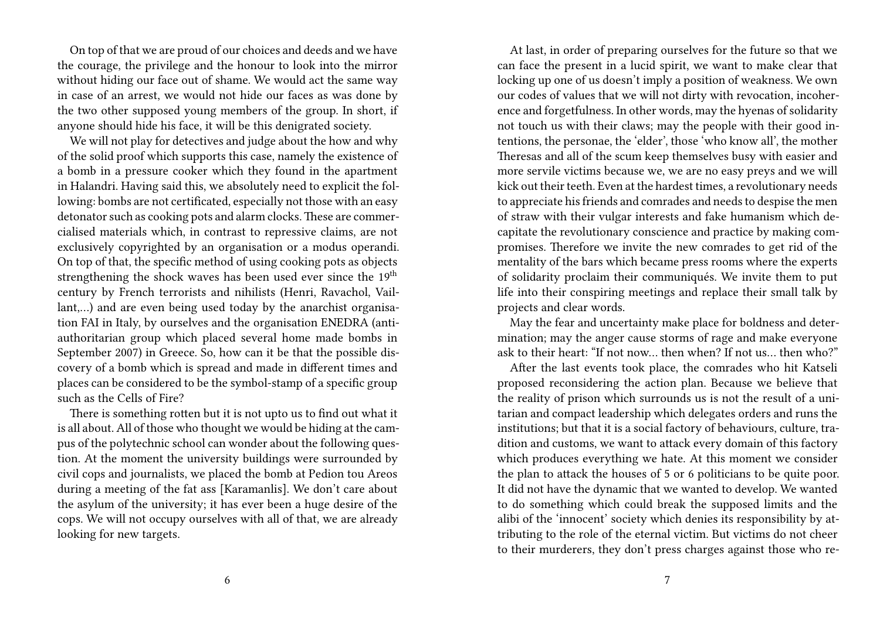On top of that we are proud of our choices and deeds and we have the courage, the privilege and the honour to look into the mirror without hiding our face out of shame. We would act the same way in case of an arrest, we would not hide our faces as was done by the two other supposed young members of the group. In short, if anyone should hide his face, it will be this denigrated society.

We will not play for detectives and judge about the how and why of the solid proof which supports this case, namely the existence of a bomb in a pressure cooker which they found in the apartment in Halandri. Having said this, we absolutely need to explicit the following: bombs are not certificated, especially not those with an easy detonator such as cooking pots and alarm clocks. These are commercialised materials which, in contrast to repressive claims, are not exclusively copyrighted by an organisation or a modus operandi. On top of that, the specific method of using cooking pots as objects strengthening the shock waves has been used ever since the 19th century by French terrorists and nihilists (Henri, Ravachol, Vaillant,…) and are even being used today by the anarchist organisation FAI in Italy, by ourselves and the organisation ENEDRA (anti-authoritarian group which placed several home made bombs in September 2007) in Greece. So, how can it be that the possible discovery of a bomb which is spread and made in different times and places can be considered to be the symbol-stamp of a specific group such as the Cells of Fire?

There is something rotten but it is not upto us to find out what it is all about. All of those who thought we would be hiding at the campus of the polytechnic school can wonder about the following question. At the moment the university buildings were surrounded by civil cops and journalists, we placed the bomb at Pedion tou Areos during a meeting of the fat ass [Karamanlis]. We don't care about the asylum of the university; it has ever been a huge desire of the cops. We will not occupy ourselves with all of that, we are already looking for new targets.

At last, in order of preparing ourselves for the future so that we can face the present in a lucid spirit, we want to make clear that locking up one of us doesn't imply a position of weakness. We own our codes of values that we will not dirty with revocation, incoherence and forgetfulness. In other words, may the hyenas of solidarity not touch us with their claws; may the people with their good intentions, the personae, the 'elder', those 'who know all', the mother Theresas and all of the scum keep themselves busy with easier and more servile victims because we, we are no easy preys and we will kick out their teeth. Even at the hardest times, a revolutionary needs to appreciate his friends and comrades and needs to despise the men of straw with their vulgar interests and fake humanism which decapitate the revolutionary conscience and practice by making compromises. Therefore we invite the new comrades to get rid of the mentality of the bars which became press rooms where the experts of solidarity proclaim their communiqués. We invite them to put life into their conspiring meetings and replace their small talk by projects and clear words.

May the fear and uncertainty make place for boldness and determination; may the anger cause storms of rage and make everyone ask to their heart: "If not now… then when? If not us… then who?"

After the last events took place, the comrades who hit Katseli proposed reconsidering the action plan. Because we believe that the reality of prison which surrounds us is not the result of a unitarian and compact leadership which delegates orders and runs the institutions; but that it is a social factory of behaviours, culture, tradition and customs, we want to attack every domain of this factory which produces everything we hate. At this moment we consider the plan to attack the houses of 5 or 6 politicians to be quite poor. It did not have the dynamic that we wanted to develop. We wanted to do something which could break the supposed limits and the alibi of the 'innocent' society which denies its responsibility by attributing to the role of the eternal victim. But victims do not cheer to their murderers, they don't press charges against those who re-